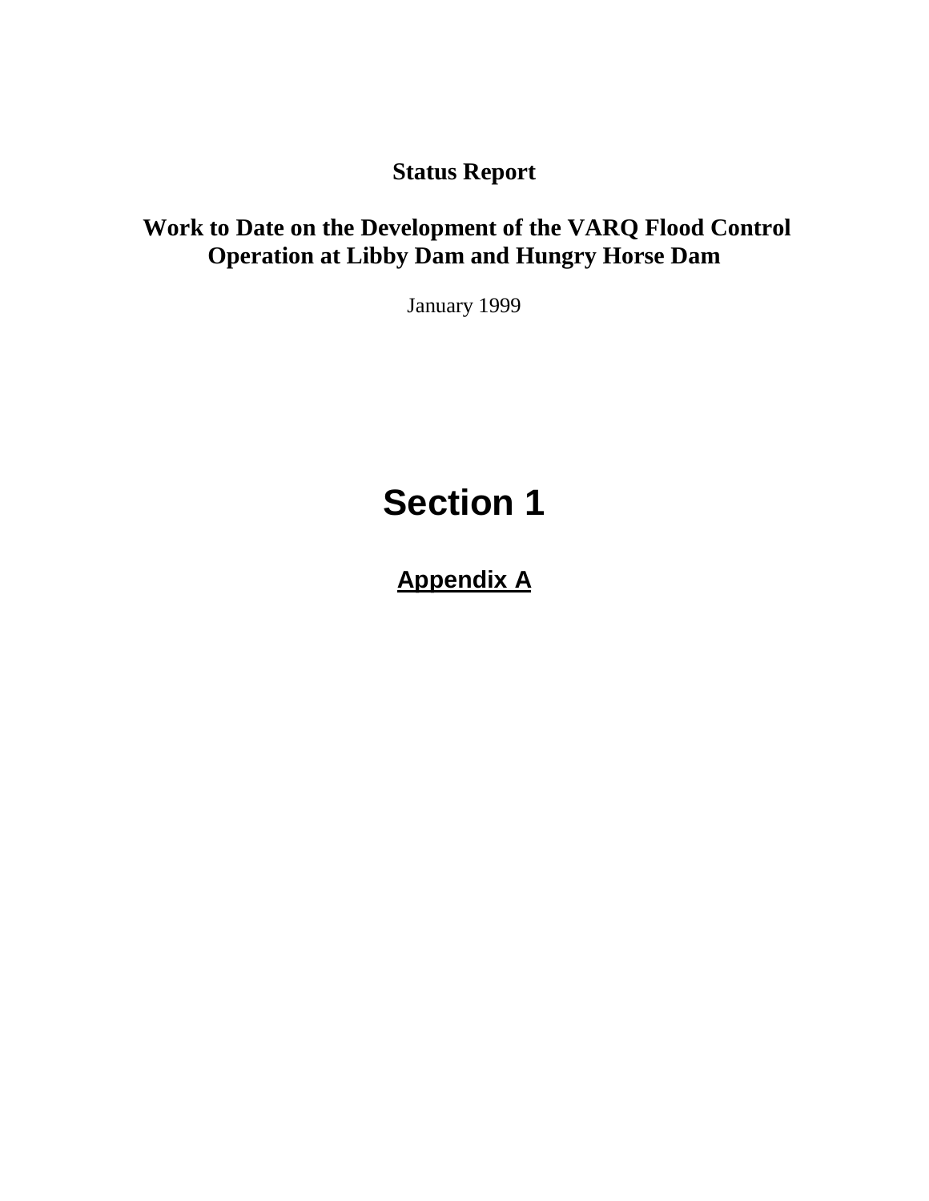**Status Report**

# Work to Date on the Development of the VARQ Flood Control Operation at Libby Dam and Hungry Horse Dam

January 1999

# Section 1

## Appendix A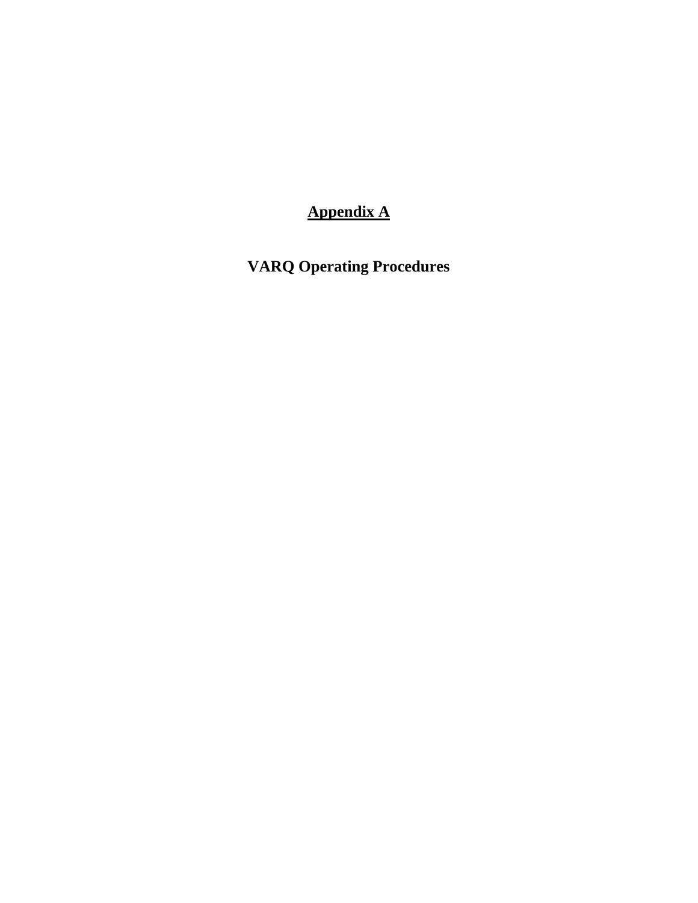# Appendix A

## VARQ Operating Procedures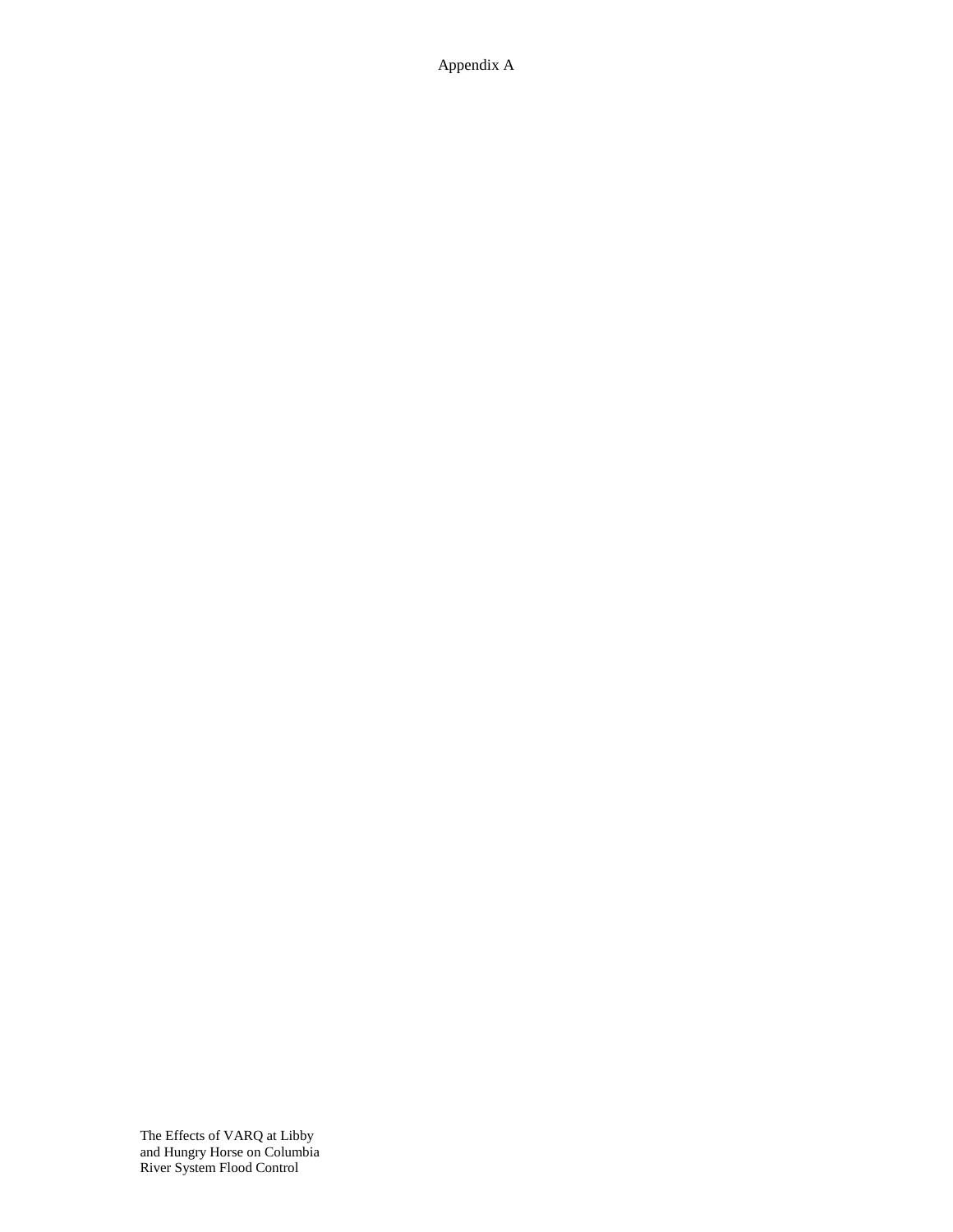# Appendix A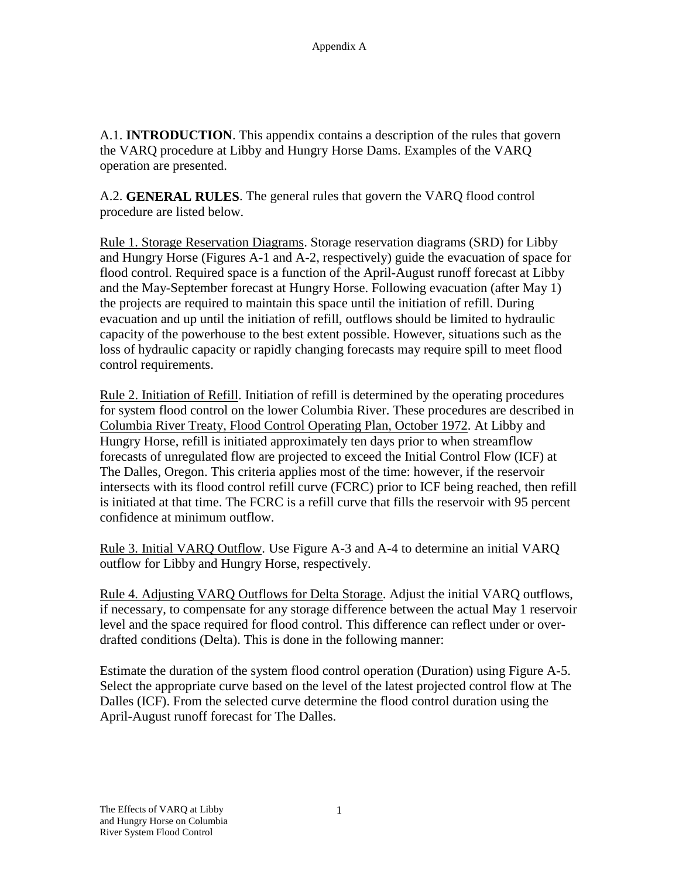A.1. **INTRODUCTION**. This appendix contains a description of the rules that govern the VARQ procedure at Libby and Hungry Horse Dams. Examples of the VARQ operation are presented.

A.2. **GENERAL RULES**. The general rules that govern the VARQ flood control procedure are listed below.

<u>Rule 1. Storage Reservation Diagrams</u>. Storage reservation diagrams (SRD) for Libby and Hungry Horse (Figures A-1 and A-2, respectively) guide the evacuation of space for flood control. Required space is a function of the April-August runoff forecast at Libby and the May-September forecast at Hungry Horse. Following evacuation (after May 1) the projects are required to maintain this space until the initiation of refill. During evacuation and up until the initiation of refill, outflows should be limited to hydraulic capacity of the powerhouse to the best extent possible. However, situations such as the loss of hydraulic capacity or rapidly changing forecasts may require spill to meet flood control requirements.

<u>Rule 2. Initiation of Refill</u>. Initiation of refill is determined by the operating procedures for system flood control on the lower Columbia River. These procedures are described in <u>Columbia River Treaty, Flood Control Operating Plan, October 1972</u>. At Libby and Hungry Horse, refill is initiated approximately ten days prior to when streamflow forecasts of unregulated flow are projected to exceed the Initial Control Flow (ICF) at The Dalles, Oregon. This criteria applies most of the time: however, if the reservoir intersects with its flood control refill curve (FCRC) prior to ICF being reached, then refill is initiated at that time. The FCRC is a refill curve that fills the reservoir with 95 percent confidence at minimum outflow.

<u>Rule 3. Initial VARQ Outflow</u>. Use Figure A-3 and A-4 to determine an initial VARQ outflow for Libby and Hungry Horse, respectively.

<u>Rule 4. Adjusting VARQ Outflows for Delta Storage</u>. Adjust the initial VARQ outflows, if necessary, to compensate for any storage difference between the actual May 1 reservoir level and the space required for flood control. This difference can reflect under or over-drafted conditions (Delta). This is done in the following manner:

Estimate the duration of the system flood control operation (Duration) using Figure A-5. Select the appropriate curve based on the level of the latest projected control flow at The Dalles (ICF). From the selected curve determine the flood control duration using the April-August runoff forecast for The Dalles.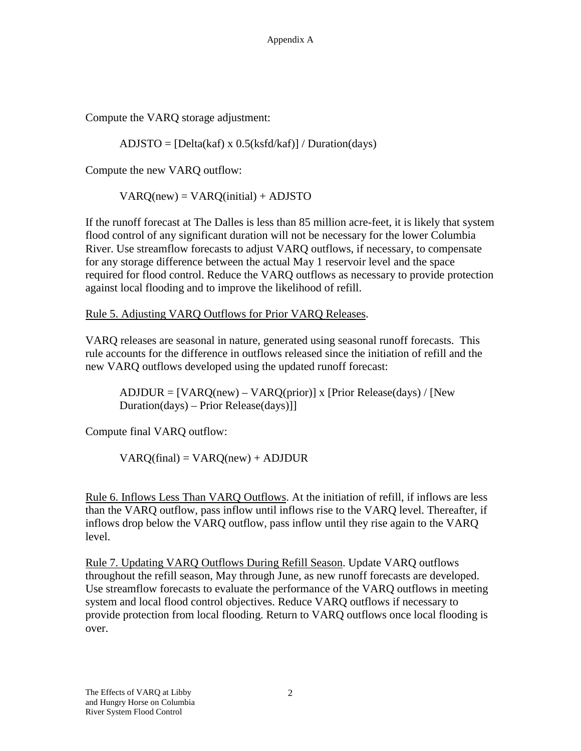Compute the VARQ storage adjustment:

$$ADJSTO = [Delta(kaf) \times 0.5(ksfd/kaf)] / Duration(days)$$

Compute the new VARQ outflow:

$$VARQ(new) = VARQ(initial) + ADJSTO$$

If the runoff forecast at The Dalles is less than 85 million acre-feet, it is likely that system flood control of any significant duration will not be necessary for the lower Columbia River. Use streamflow forecasts to adjust VARQ outflows, if necessary, to compensate for any storage difference between the actual May 1 reservoir level and the space required for flood control. Reduce the VARQ outflows as necessary to provide protection against local flooding and to improve the likelihood of refill.

<u>Rule 5. Adjusting VARQ Outflows for Prior VARQ Releases</u>.

VARQ releases are seasonal in nature, generated using seasonal runoff forecasts. This rule accounts for the difference in outflows released since the initiation of refill and the new VARQ outflows developed using the updated runoff forecast:

$$ADJDUR = [VARQ(new) – VARQ(prior)] \times [Prior\ Release(days) / [New\ Duration(days) – Prior\ Release(days)]]$$

Compute final VARQ outflow:

$$VARQ(final) = VARQ(new) + ADJDUR$$

<u>Rule 6. Inflows Less Than VARQ Outflows</u>. At the initiation of refill, if inflows are less than the VARQ outflow, pass inflow until inflows rise to the VARQ level. Thereafter, if inflows drop below the VARQ outflow, pass inflow until they rise again to the VARQ level.

<u>Rule 7. Updating VARQ Outflows During Refill Season</u>. Update VARQ outflows throughout the refill season, May through June, as new runoff forecasts are developed. Use streamflow forecasts to evaluate the performance of the VARQ outflows in meeting system and local flood control objectives. Reduce VARQ outflows if necessary to provide protection from local flooding. Return to VARQ outflows once local flooding is over.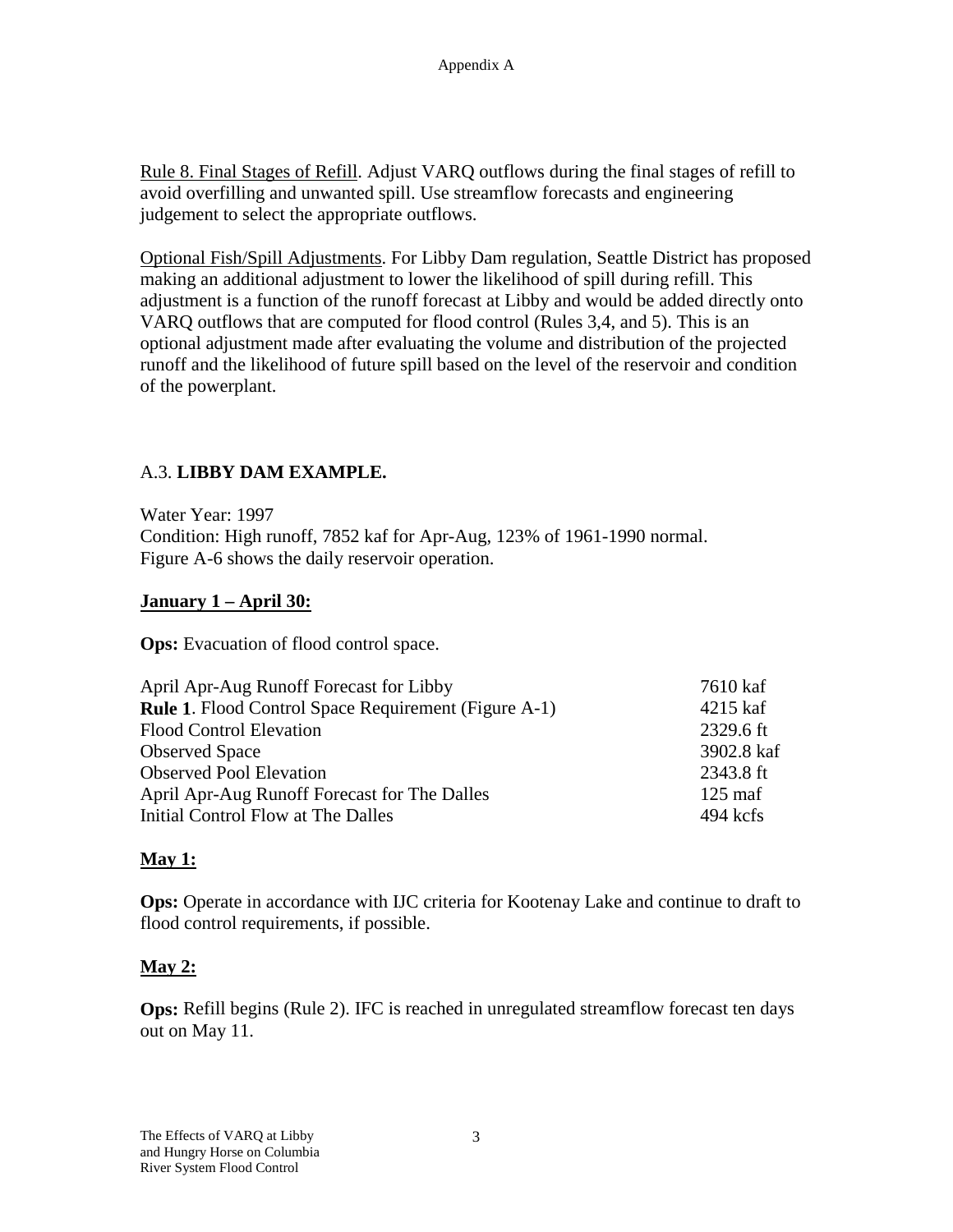Rule 8. Final Stages of Refill. Adjust VARQ outflows during the final stages of refill to avoid overfilling and unwanted spill. Use streamflow forecasts and engineering judgement to select the appropriate outflows.

Optional Fish/Spill Adjustments. For Libby Dam regulation, Seattle District has proposed making an additional adjustment to lower the likelihood of spill during refill. This adjustment is a function of the runoff forecast at Libby and would be added directly onto VARQ outflows that are computed for flood control (Rules 3,4, and 5). This is an optional adjustment made after evaluating the volume and distribution of the projected runoff and the likelihood of future spill based on the level of the reservoir and condition of the powerplant.

## A.3. **LIBBY DAM EXAMPLE.**

Water Year: 1997
Condition: High runoff, 7852 kaf for Apr-Aug, 123% of 1961-1990 normal.
Figure A-6 shows the daily reservoir operation.

### **January 1 – April 30:**

**Ops:** Evacuation of flood control space.

| | |
|---|---|
| April Apr-Aug Runoff Forecast for Libby | 7610 kaf |
| **Rule 1**. Flood Control Space Requirement (Figure A-1) | 4215 kaf |
| Flood Control Elevation | 2329.6 ft |
| Observed Space | 3902.8 kaf |
| Observed Pool Elevation | 2343.8 ft |
| April Apr-Aug Runoff Forecast for The Dalles | 125 maf |
| Initial Control Flow at The Dalles | 494 kcfs |

### **May 1:**

**Ops:** Operate in accordance with IJC criteria for Kootenay Lake and continue to draft to flood control requirements, if possible.

### **May 2:**

**Ops:** Refill begins (Rule 2). IFC is reached in unregulated streamflow forecast ten days out on May 11.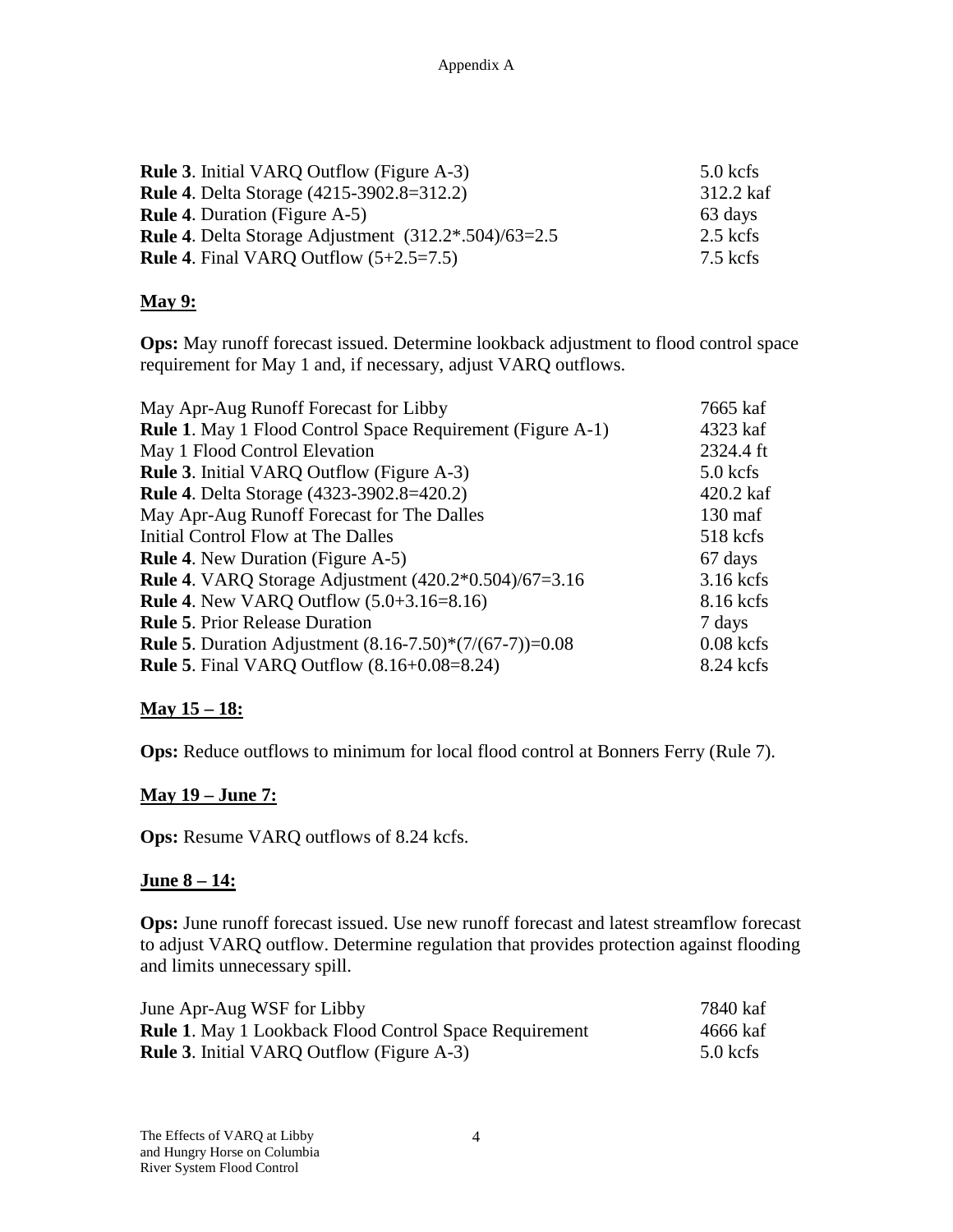| | |
|---|---|
| **Rule 3**. Initial VARQ Outflow (Figure A-3) | 5.0 kcfs |
| **Rule 4**. Delta Storage (4215-3902.8=312.2) | 312.2 kaf |
| **Rule 4**. Duration (Figure A-5) | 63 days |
| **Rule 4**. Delta Storage Adjustment (312.2*.504)/63=2.5 | 2.5 kcfs |
| **Rule 4**. Final VARQ Outflow (5+2.5=7.5) | 7.5 kcfs |

**May 9:**

**Ops:** May runoff forecast issued. Determine lookback adjustment to flood control space requirement for May 1 and, if necessary, adjust VARQ outflows.

| | |
|---|---|
| May Apr-Aug Runoff Forecast for Libby | 7665 kaf |
| **Rule 1**. May 1 Flood Control Space Requirement (Figure A-1) | 4323 kaf |
| May 1 Flood Control Elevation | 2324.4 ft |
| **Rule 3**. Initial VARQ Outflow (Figure A-3) | 5.0 kcfs |
| **Rule 4**. Delta Storage (4323-3902.8=420.2) | 420.2 kaf |
| May Apr-Aug Runoff Forecast for The Dalles | 130 maf |
| Initial Control Flow at The Dalles | 518 kcfs |
| **Rule 4**. New Duration (Figure A-5) | 67 days |
| **Rule 4**. VARQ Storage Adjustment (420.2*0.504)/67=3.16 | 3.16 kcfs |
| **Rule 4**. New VARQ Outflow (5.0+3.16=8.16) | 8.16 kcfs |
| **Rule 5**. Prior Release Duration | 7 days |
| **Rule 5**. Duration Adjustment (8.16-7.50)*(7/(67-7))=0.08 | 0.08 kcfs |
| **Rule 5**. Final VARQ Outflow (8.16+0.08=8.24) | 8.24 kcfs |

**May 15 – 18:**

**Ops:** Reduce outflows to minimum for local flood control at Bonners Ferry (Rule 7).

**May 19 – June 7:**

**Ops:** Resume VARQ outflows of 8.24 kcfs.

**June 8 – 14:**

**Ops:** June runoff forecast issued. Use new runoff forecast and latest streamflow forecast to adjust VARQ outflow. Determine regulation that provides protection against flooding and limits unnecessary spill.

| | |
|---|---|
| June Apr-Aug WSF for Libby | 7840 kaf |
| **Rule 1**. May 1 Lookback Flood Control Space Requirement | 4666 kaf |
| **Rule 3**. Initial VARQ Outflow (Figure A-3) | 5.0 kcfs |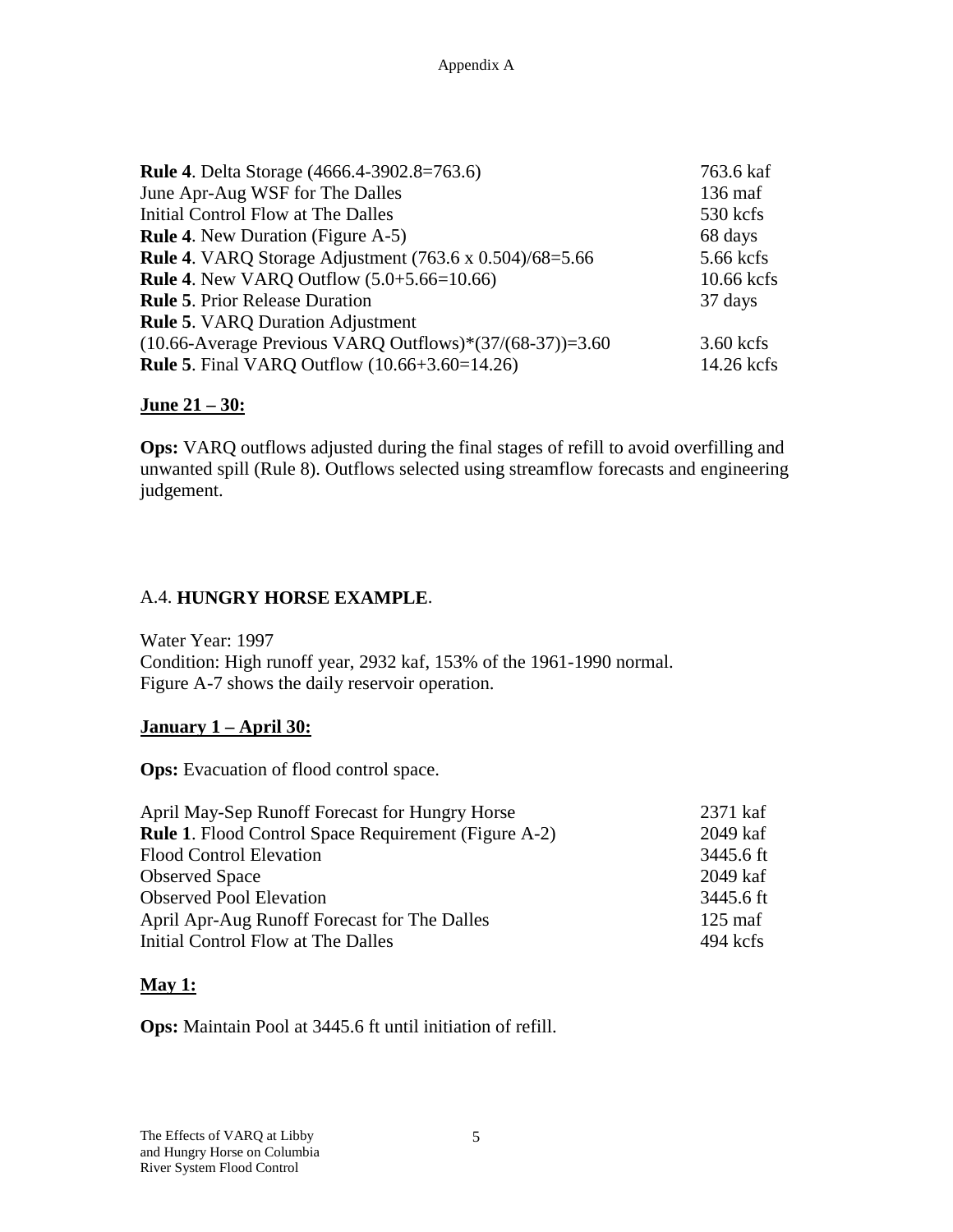| | |
|---|---|
| **Rule 4**. Delta Storage (4666.4-3902.8=763.6) | 763.6 kaf |
| June Apr-Aug WSF for The Dalles | 136 maf |
| Initial Control Flow at The Dalles | 530 kcfs |
| **Rule 4**. New Duration (Figure A-5) | 68 days |
| **Rule 4**. VARQ Storage Adjustment (763.6 x 0.504)/68=5.66 | 5.66 kcfs |
| **Rule 4**. New VARQ Outflow (5.0+5.66=10.66) | 10.66 kcfs |
| **Rule 5**. Prior Release Duration | 37 days |
| **Rule 5**. VARQ Duration Adjustment (10.66-Average Previous VARQ Outflows)*(37/(68-37))=3.60 | 3.60 kcfs |
| **Rule 5**. Final VARQ Outflow (10.66+3.60=14.26) | 14.26 kcfs |

**June 21 – 30:**

**Ops:** VARQ outflows adjusted during the final stages of refill to avoid overfilling and unwanted spill (Rule 8). Outflows selected using streamflow forecasts and engineering judgement.

## A.4. HUNGRY HORSE EXAMPLE.

Water Year: 1997
Condition: High runoff year, 2932 kaf, 153% of the 1961-1990 normal.
Figure A-7 shows the daily reservoir operation.

**January 1 – April 30:**

**Ops:** Evacuation of flood control space.

| | |
|---|---|
| April May-Sep Runoff Forecast for Hungry Horse | 2371 kaf |
| **Rule 1**. Flood Control Space Requirement (Figure A-2) | 2049 kaf |
| Flood Control Elevation | 3445.6 ft |
| Observed Space | 2049 kaf |
| Observed Pool Elevation | 3445.6 ft |
| April Apr-Aug Runoff Forecast for The Dalles | 125 maf |
| Initial Control Flow at The Dalles | 494 kcfs |

**May 1:**

**Ops:** Maintain Pool at 3445.6 ft until initiation of refill.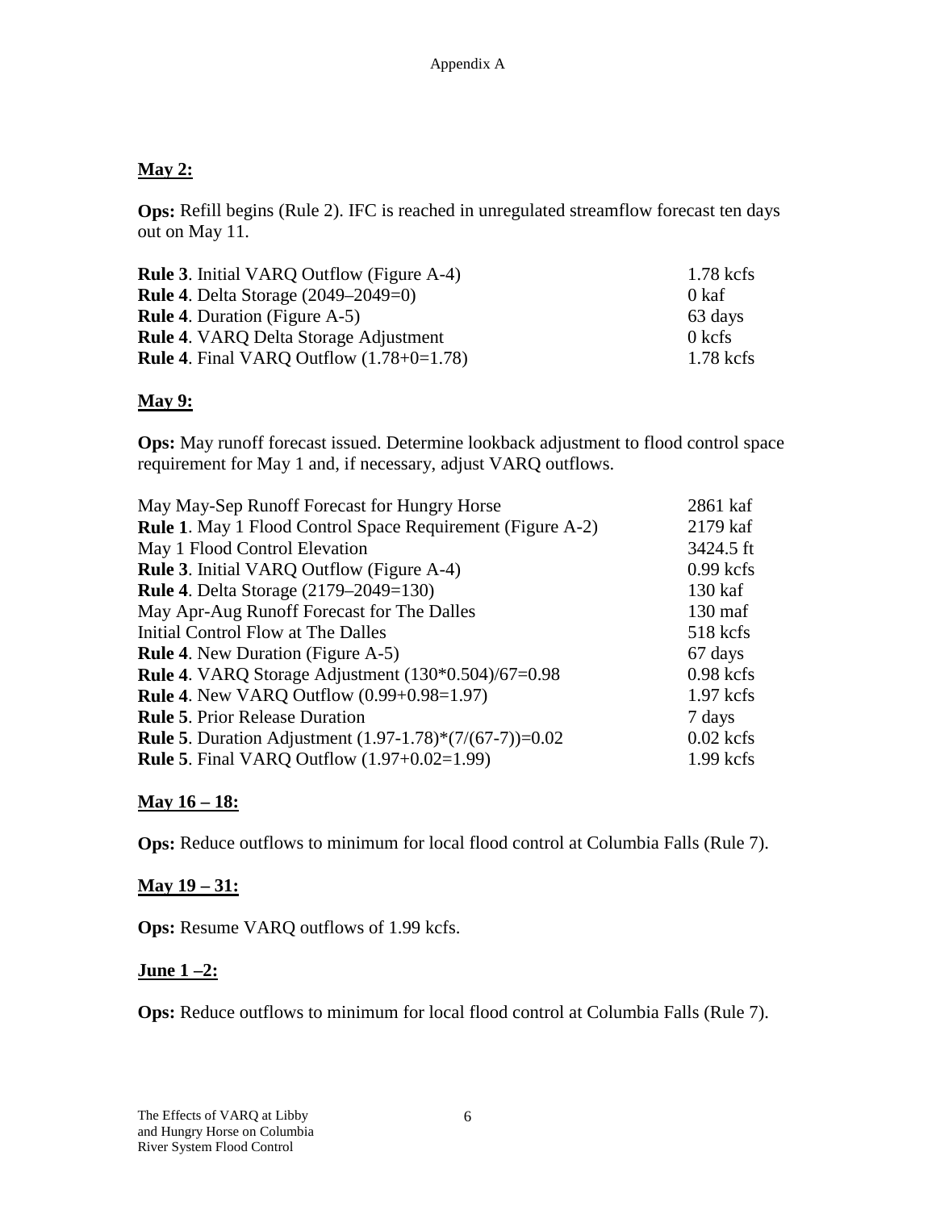**May 2:**

**Ops:** Refill begins (Rule 2). IFC is reached in unregulated streamflow forecast ten days out on May 11.

| | |
|---|---|
| **Rule 3**. Initial VARQ Outflow (Figure A-4) | 1.78 kcfs |
| **Rule 4**. Delta Storage (2049–2049=0) | 0 kaf |
| **Rule 4**. Duration (Figure A-5) | 63 days |
| **Rule 4**. VARQ Delta Storage Adjustment | 0 kcfs |
| **Rule 4**. Final VARQ Outflow (1.78+0=1.78) | 1.78 kcfs |

**May 9:**

**Ops:** May runoff forecast issued. Determine lookback adjustment to flood control space requirement for May 1 and, if necessary, adjust VARQ outflows.

| | |
|---|---|
| May May-Sep Runoff Forecast for Hungry Horse | 2861 kaf |
| **Rule 1**. May 1 Flood Control Space Requirement (Figure A-2) | 2179 kaf |
| May 1 Flood Control Elevation | 3424.5 ft |
| **Rule 3**. Initial VARQ Outflow (Figure A-4) | 0.99 kcfs |
| **Rule 4**. Delta Storage (2179–2049=130) | 130 kaf |
| May Apr-Aug Runoff Forecast for The Dalles | 130 maf |
| Initial Control Flow at The Dalles | 518 kcfs |
| **Rule 4**. New Duration (Figure A-5) | 67 days |
| **Rule 4**. VARQ Storage Adjustment (130*0.504)/67=0.98 | 0.98 kcfs |
| **Rule 4**. New VARQ Outflow (0.99+0.98=1.97) | 1.97 kcfs |
| **Rule 5**. Prior Release Duration | 7 days |
| **Rule 5**. Duration Adjustment (1.97-1.78)*(7/(67-7))=0.02 | 0.02 kcfs |
| **Rule 5**. Final VARQ Outflow (1.97+0.02=1.99) | 1.99 kcfs |

**May 16 – 18:**

**Ops:** Reduce outflows to minimum for local flood control at Columbia Falls (Rule 7).

**May 19 – 31:**

**Ops:** Resume VARQ outflows of 1.99 kcfs.

**June 1 –2:**

**Ops:** Reduce outflows to minimum for local flood control at Columbia Falls (Rule 7).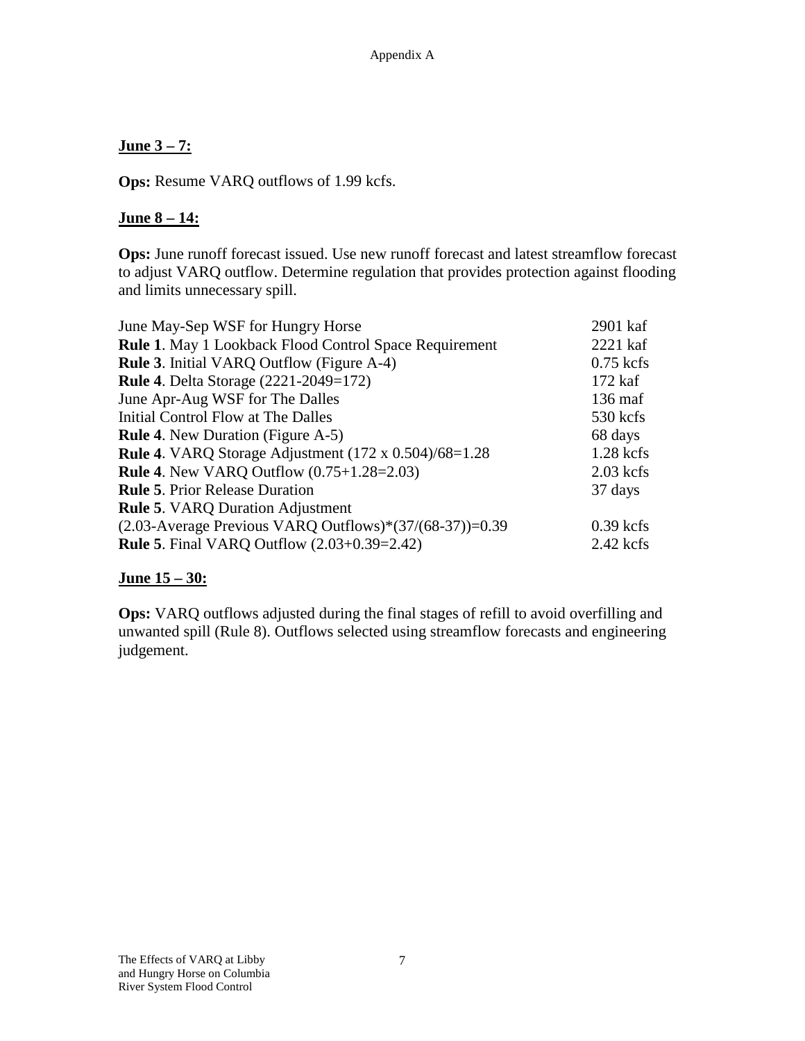**June 3 – 7:**

**Ops:** Resume VARQ outflows of 1.99 kcfs.

**June 8 – 14:**

**Ops:** June runoff forecast issued. Use new runoff forecast and latest streamflow forecast to adjust VARQ outflow. Determine regulation that provides protection against flooding and limits unnecessary spill.

| | |
|---|---|
| June May-Sep WSF for Hungry Horse | 2901 kaf |
| **Rule 1**. May 1 Lookback Flood Control Space Requirement | 2221 kaf |
| **Rule 3**. Initial VARQ Outflow (Figure A-4) | 0.75 kcfs |
| **Rule 4**. Delta Storage (2221-2049=172) | 172 kaf |
| June Apr-Aug WSF for The Dalles | 136 maf |
| Initial Control Flow at The Dalles | 530 kcfs |
| **Rule 4**. New Duration (Figure A-5) | 68 days |
| **Rule 4**. VARQ Storage Adjustment (172 x 0.504)/68=1.28 | 1.28 kcfs |
| **Rule 4**. New VARQ Outflow (0.75+1.28=2.03) | 2.03 kcfs |
| **Rule 5**. Prior Release Duration | 37 days |
| **Rule 5**. VARQ Duration Adjustment (2.03-Average Previous VARQ Outflows)*(37/(68-37))=0.39 | 0.39 kcfs |
| **Rule 5**. Final VARQ Outflow (2.03+0.39=2.42) | 2.42 kcfs |

**June 15 – 30:**

**Ops:** VARQ outflows adjusted during the final stages of refill to avoid overfilling and unwanted spill (Rule 8). Outflows selected using streamflow forecasts and engineering judgement.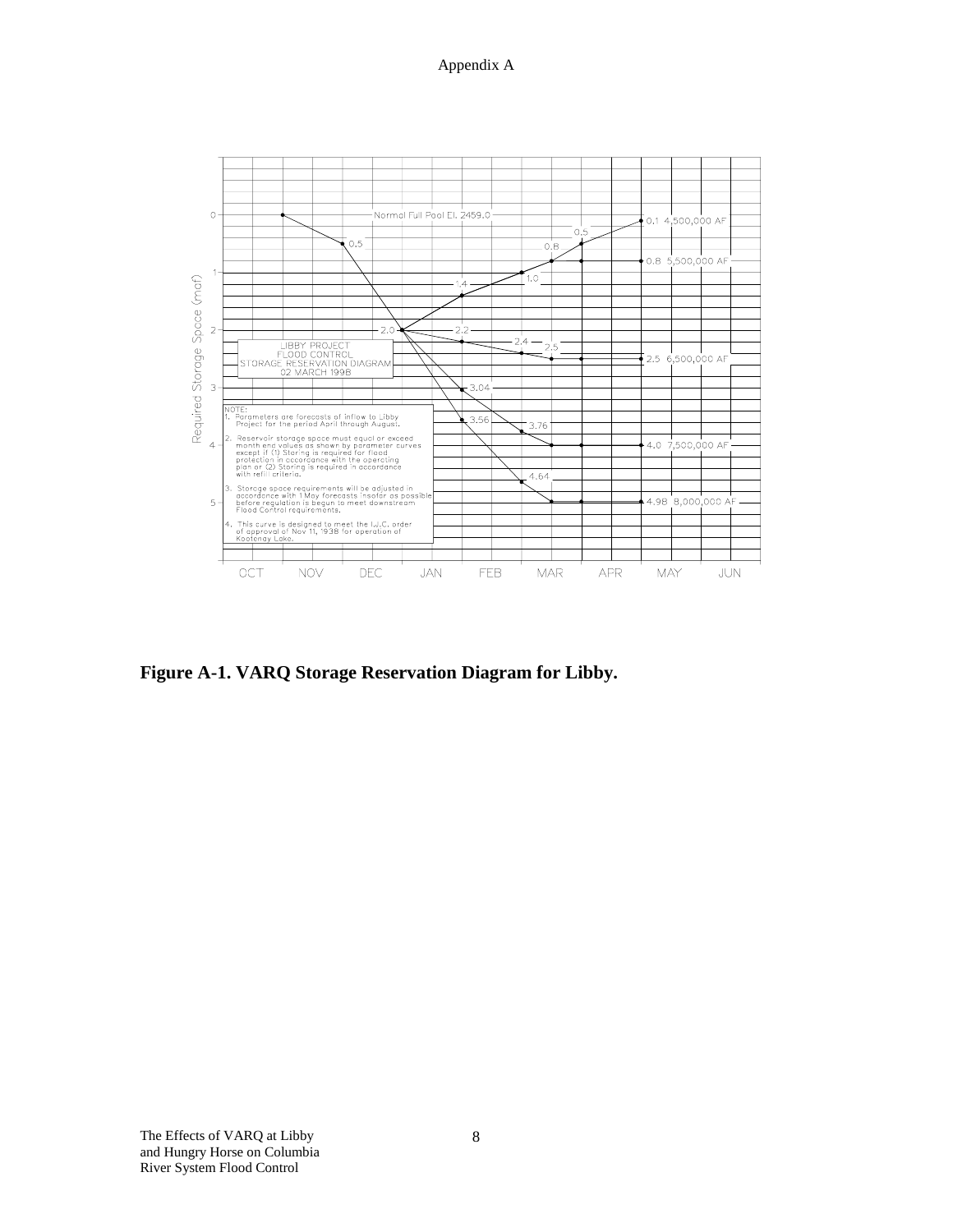Normal Full Pool El. 2459.0

LIBBY PROJECT
FLOOD CONTROL
STORAGE RESERVATION DIAGRAM
02 MARCH 1998

NOTE:
1. Parameters are forecasts of inflow to Libby Project for the period April through August.
2. Reservoir storage space must equal or exceed month end values as shown by parameter curves except if (1) Storing is required for flood protection in accordance with the operating plan or (2) Storing is required in accordance with refill criteria.
3. Storage space requirements will be adjusted in accordance with 1 May forecasts insofar as possible before regulation is begun to meet downstream Flood Control requirements.
4. This curve is designed to meet the I.J.C. order of approval of Nov 11, 1938 for operation of Kootenay Lake.

Required Storage Space (maf): 0, 1, 2, 3, 4, 5

OCT, NOV, DEC, JAN, FEB, MAR, APR, MAY, JUN

Curve values: 0.5, 2.0, 1.4, 1.0, 0.8, 0.5, 0.1 4,500,000 AF; 0.8 5,500,000 AF; 2.2, 2.4, 2.5, 2.5 6,500,000 AF; 3.04, 3.76, 4.0 7,500,000 AF; 3.56, 4.64, 4.98 8,000,000 AF

**Figure A-1. VARQ Storage Reservation Diagram for Libby.**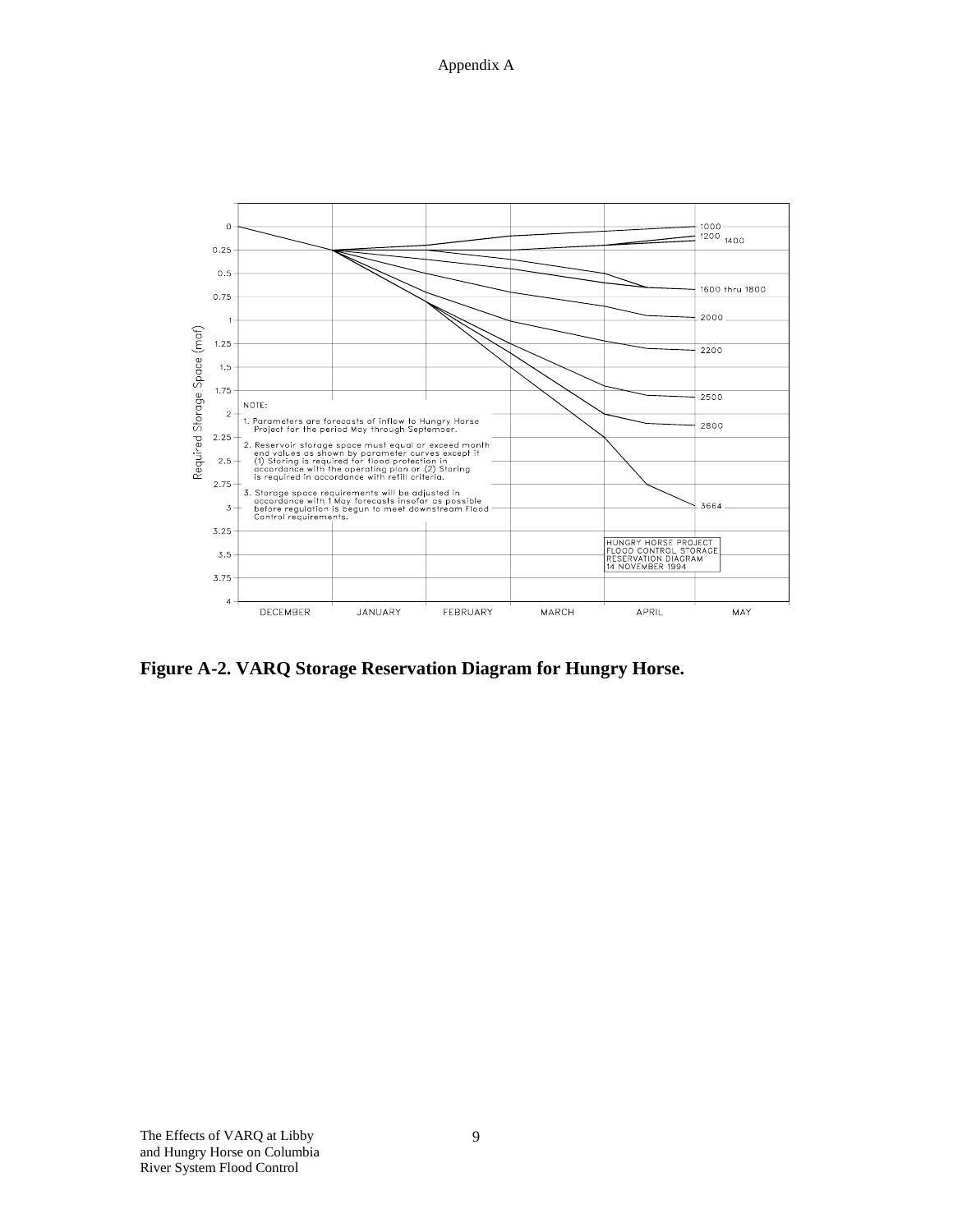**Figure A-2. VARQ Storage Reservation Diagram for Hungry Horse.**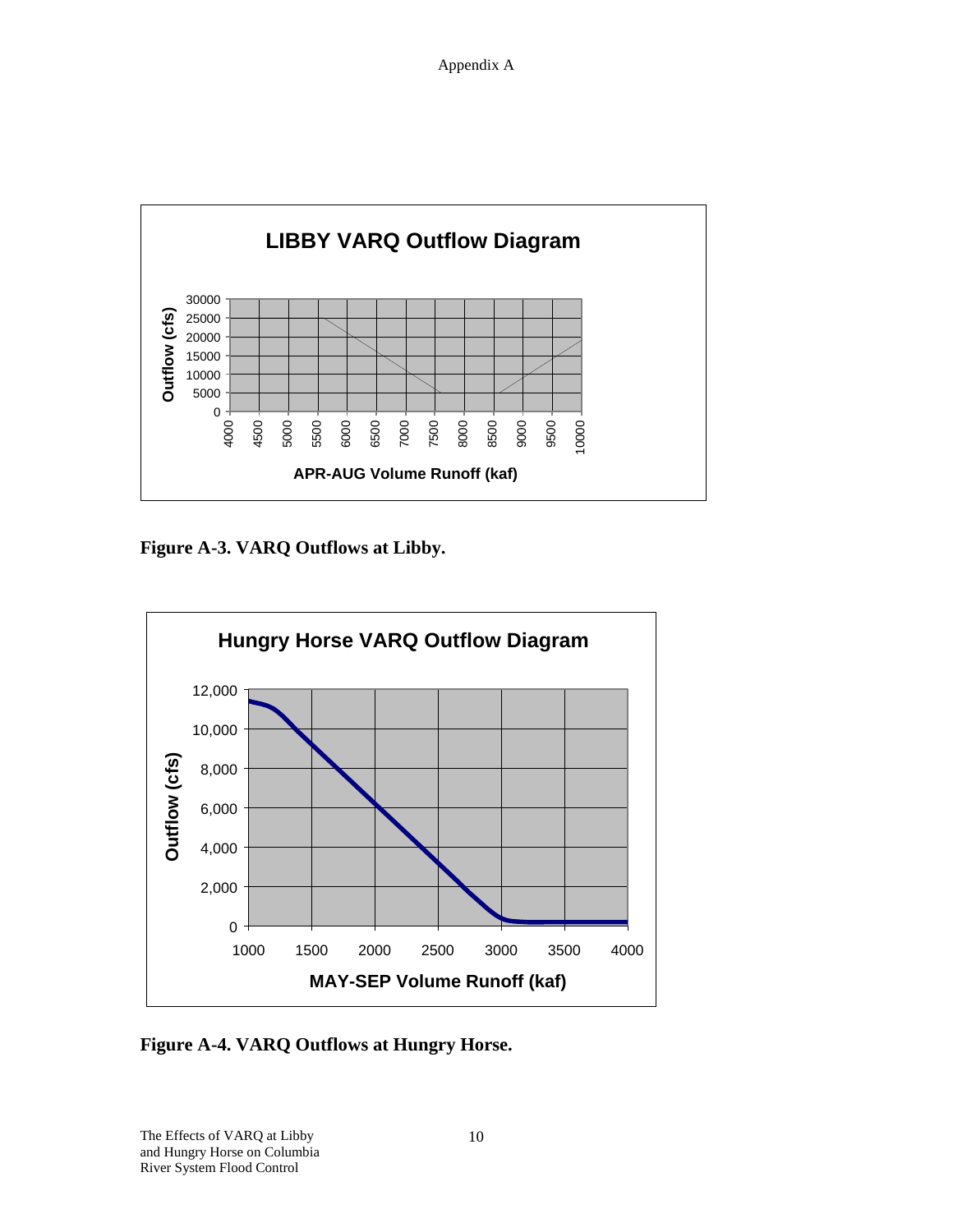**Figure A-3. VARQ Outflows at Libby.**

**Figure A-4. VARQ Outflows at Hungry Horse.**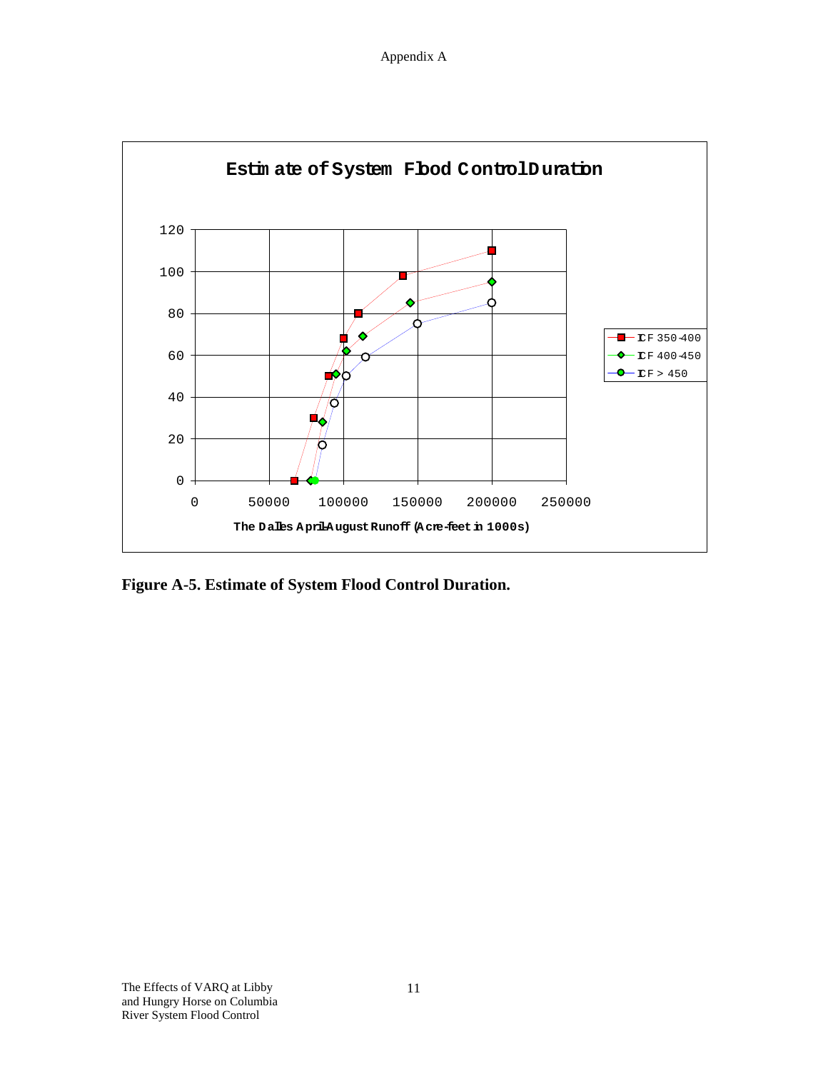**Figure A-5. Estimate of System Flood Control Duration.**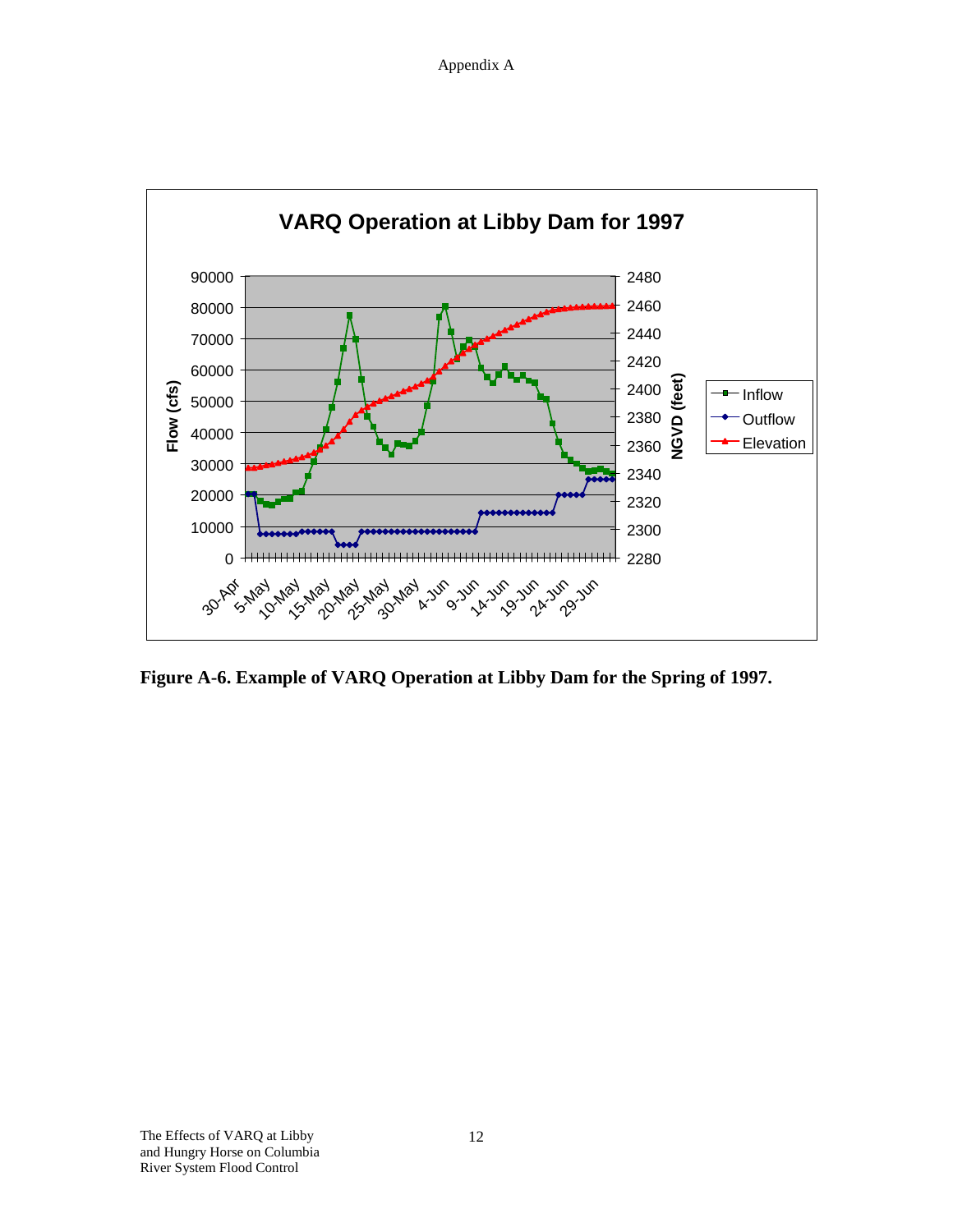**Figure A-6. Example of VARQ Operation at Libby Dam for the Spring of 1997.**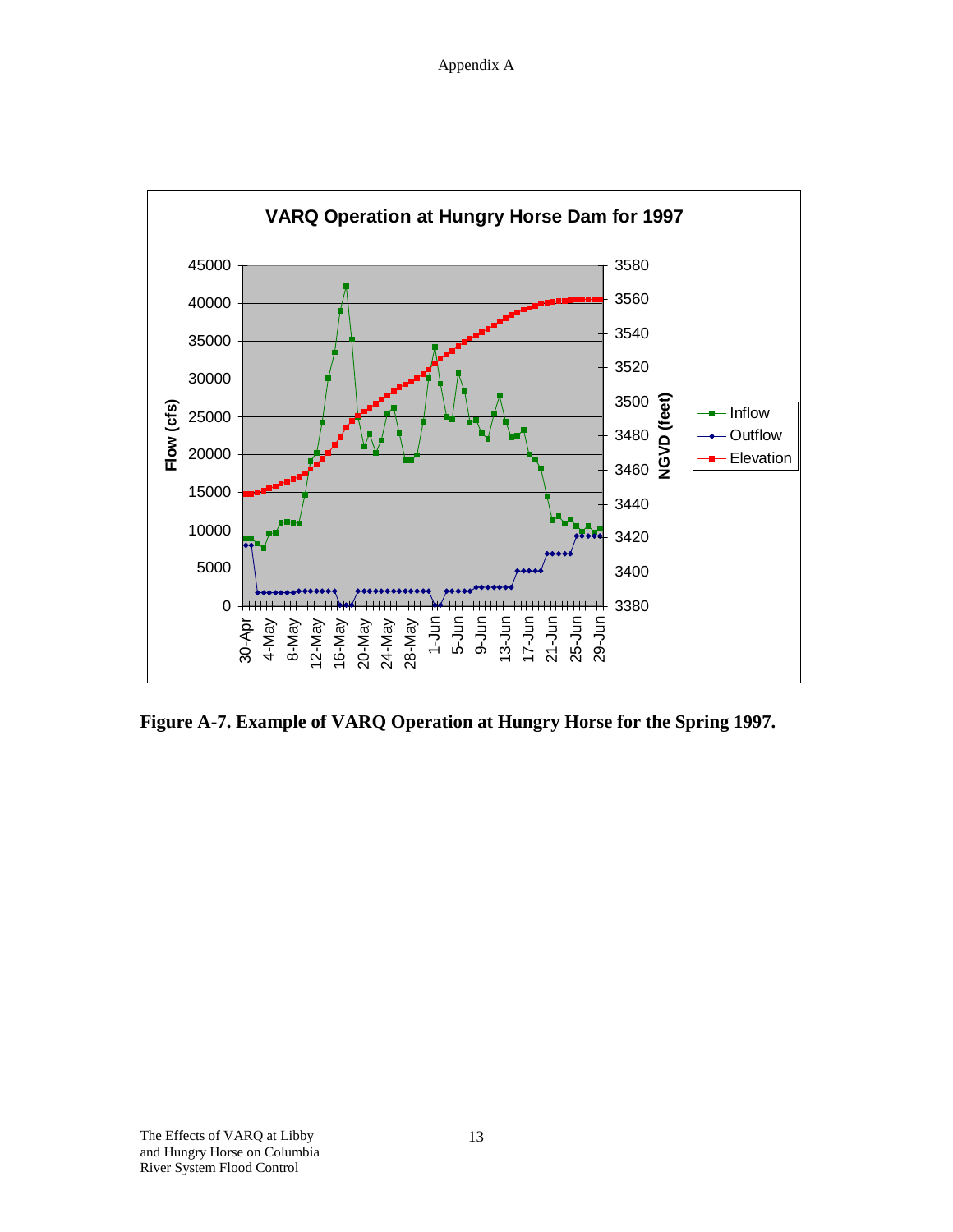VARQ Operation at Hungry Horse Dam for 1997

Flow (cfs)

45000
40000
35000
30000
25000
20000
15000
10000
5000
0

NGVD (feet)

3580
3560
3540
3520
3500
3480
3460
3440
3420
3400
3380

30-Apr
4-May
8-May
12-May
16-May
20-May
24-May
28-May
1-Jun
5-Jun
9-Jun
13-Jun
17-Jun
21-Jun
25-Jun
29-Jun

Inflow
Outflow
Elevation

**Figure A-7. Example of VARQ Operation at Hungry Horse for the Spring 1997.**